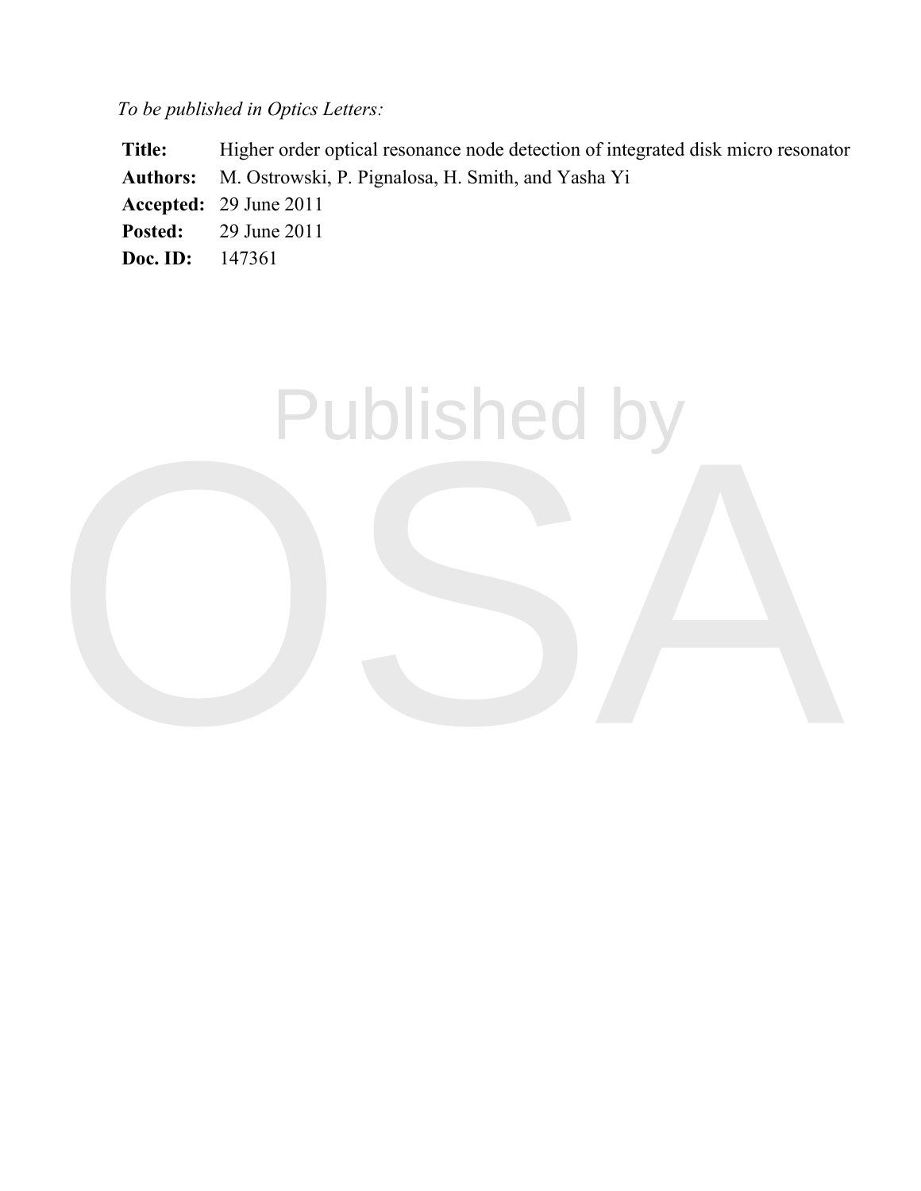*To be published in Optics Letters:*

| | |
|---|---|
| **Title:** | Higher order optical resonance node detection of integrated disk micro resonator |
| **Authors:** | M. Ostrowski, P. Pignalosa, H. Smith, and Yasha Yi |
| **Accepted:** | 29 June 2011 |
| **Posted:** | 29 June 2011 |
| **Doc. ID:** | 147361 |

Published by

OSA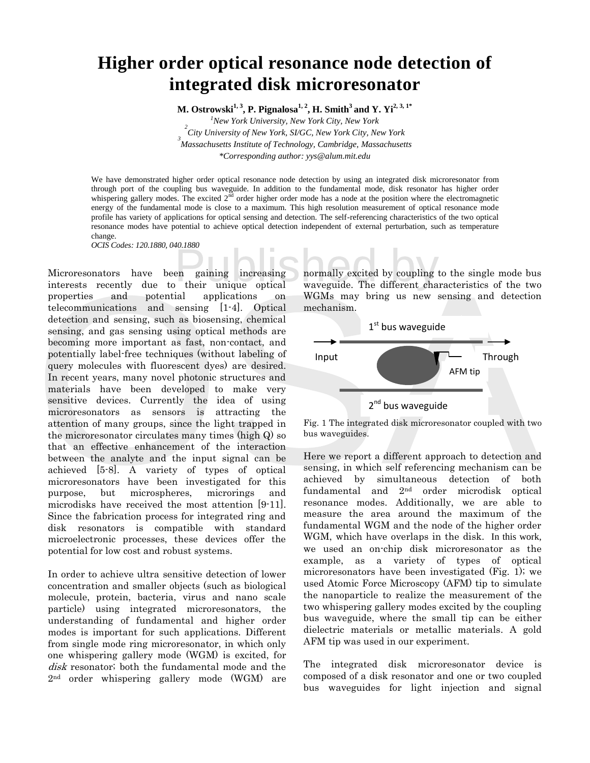# Higher order optical resonance node detection of integrated disk microresonator

**M. Ostrowski[1, 3], P. Pignalosa[1, 2], H. Smith[3] and Y. Yi[2, 3, 1*]**

[1]*New York University, New York City, New York*

[2]*City University of New York, SI/GC, New York City, New York*

[3]*Massachusetts Institute of Technology, Cambridge, Massachusetts*

*\*Corresponding author: yys@alum.mit.edu*

We have demonstrated higher order optical resonance node detection by using an integrated disk microresonator from through port of the coupling bus waveguide. In addition to the fundamental mode, disk resonator has higher order whispering gallery modes. The excited 2nd order higher order mode has a node at the position where the electromagnetic energy of the fundamental mode is close to a maximum. This high resolution measurement of optical resonance mode profile has variety of applications for optical sensing and detection. The self-referencing characteristics of the two optical resonance modes have potential to achieve optical detection independent of external perturbation, such as temperature change.

*OCIS Codes: 120.1880, 040.1880*

Microresonators have been gaining increasing interests recently due to their unique optical properties and potential applications on telecommunications and sensing [1-4]. Optical detection and sensing, such as biosensing, chemical sensing, and gas sensing using optical methods are becoming more important as fast, non-contact, and potentially label-free techniques (without labeling of query molecules with fluorescent dyes) are desired. In recent years, many novel photonic structures and materials have been developed to make very sensitive devices. Currently the idea of using microresonators as sensors is attracting the attention of many groups, since the light trapped in the microresonator circulates many times (high Q) so that an effective enhancement of the interaction between the analyte and the input signal can be achieved [5-8]. A variety of types of optical microresonators have been investigated for this purpose, but microspheres, microrings and microdisks have received the most attention [9-11]. Since the fabrication process for integrated ring and disk resonators is compatible with standard microelectronic processes, these devices offer the potential for low cost and robust systems.

In order to achieve ultra sensitive detection of lower concentration and smaller objects (such as biological molecule, protein, bacteria, virus and nano scale particle) using integrated microresonators, the understanding of fundamental and higher order modes is important for such applications. Different from single mode ring microresonator, in which only one whispering gallery mode (WGM) is excited, for *disk* resonator; both the fundamental mode and the 2nd order whispering gallery mode (WGM) are normally excited by coupling to the single mode bus waveguide. The different characteristics of the two WGMs may bring us new sensing and detection mechanism.

1st bus waveguide

Input

Through

AFM tip

2nd bus waveguide

Fig. 1 The integrated disk microresonator coupled with two bus waveguides.

Here we report a different approach to detection and sensing, in which self referencing mechanism can be achieved by simultaneous detection of both fundamental and 2nd order microdisk optical resonance modes. Additionally, we are able to measure the area around the maximum of the fundamental WGM and the node of the higher order WGM, which have overlaps in the disk. In this work, we used an on-chip disk microresonator as the example, as a variety of types of optical microresonators have been investigated (Fig. 1); we used Atomic Force Microscopy (AFM) tip to simulate the nanoparticle to realize the measurement of the two whispering gallery modes excited by the coupling bus waveguide, where the small tip can be either dielectric materials or metallic materials. A gold AFM tip was used in our experiment.

The integrated disk microresonator device is composed of a disk resonator and one or two coupled bus waveguides for light injection and signal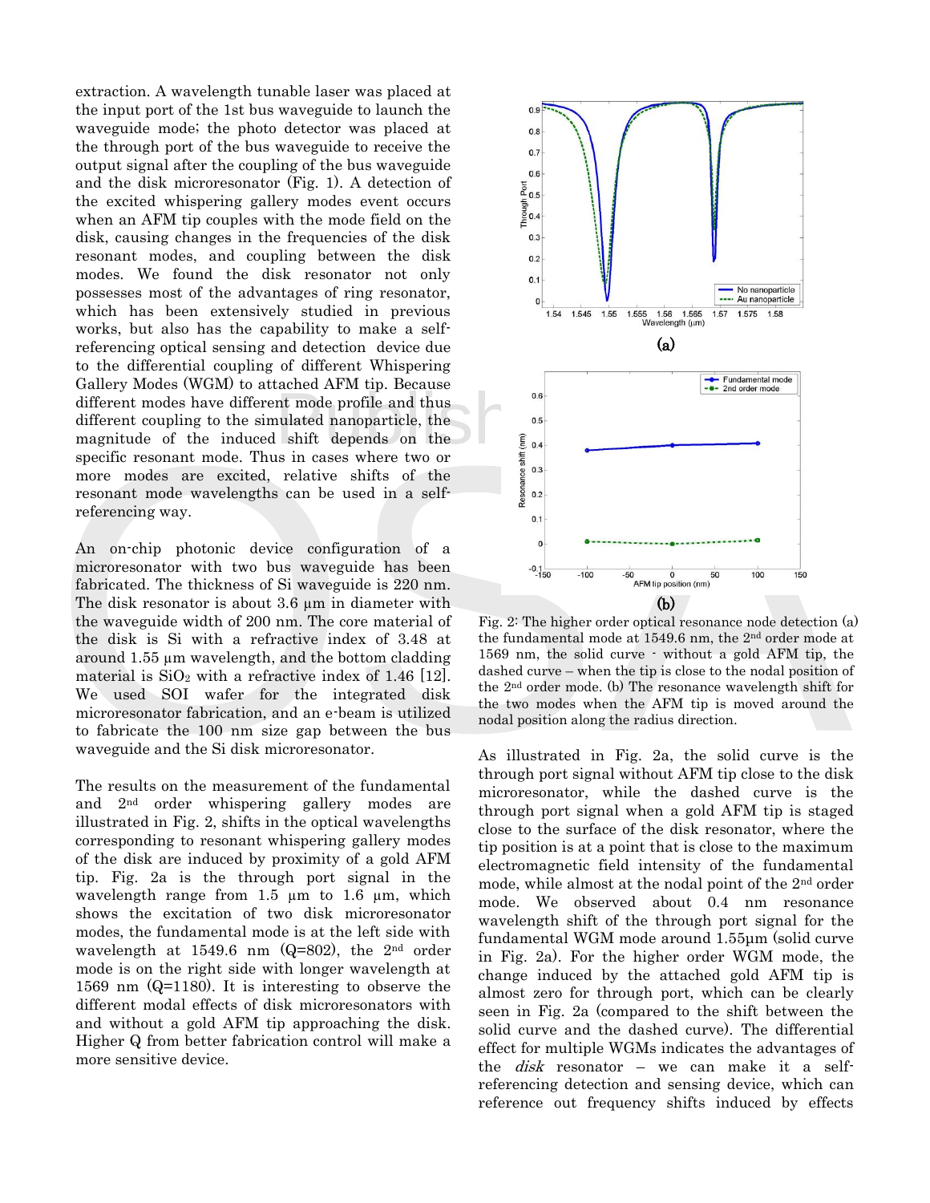extraction. A wavelength tunable laser was placed at the input port of the 1st bus waveguide to launch the waveguide mode; the photo detector was placed at the through port of the bus waveguide to receive the output signal after the coupling of the bus waveguide and the disk microresonator (Fig. 1). A detection of the excited whispering gallery modes event occurs when an AFM tip couples with the mode field on the disk, causing changes in the frequencies of the disk resonant modes, and coupling between the disk modes. We found the disk resonator not only possesses most of the advantages of ring resonator, which has been extensively studied in previous works, but also has the capability to make a self-referencing optical sensing and detection device due to the differential coupling of different Whispering Gallery Modes (WGM) to attached AFM tip. Because different modes have different mode profile and thus different coupling to the simulated nanoparticle, the magnitude of the induced shift depends on the specific resonant mode. Thus in cases where two or more modes are excited, relative shifts of the resonant mode wavelengths can be used in a self-referencing way.

An on-chip photonic device configuration of a microresonator with two bus waveguide has been fabricated. The thickness of Si waveguide is 220 nm. The disk resonator is about 3.6 µm in diameter with the waveguide width of 200 nm. The core material of the disk is Si with a refractive index of 3.48 at around 1.55 µm wavelength, and the bottom cladding material is $SiO_2$ with a refractive index of 1.46 [12]. We used SOI wafer for the integrated disk microresonator fabrication, and an e-beam is utilized to fabricate the 100 nm size gap between the bus waveguide and the Si disk microresonator.

The results on the measurement of the fundamental and 2nd order whispering gallery modes are illustrated in Fig. 2, shifts in the optical wavelengths corresponding to resonant whispering gallery modes of the disk are induced by proximity of a gold AFM tip. Fig. 2a is the through port signal in the wavelength range from 1.5 µm to 1.6 µm, which shows the excitation of two disk microresonator modes, the fundamental mode is at the left side with wavelength at 1549.6 nm (Q=802), the 2nd order mode is on the right side with longer wavelength at 1569 nm (Q=1180). It is interesting to observe the different modal effects of disk microresonators with and without a gold AFM tip approaching the disk. Higher Q from better fabrication control will make a more sensitive device.

Through Port
0.9
0.8
0.7
0.6
0.5
0.4
0.3
0.2
0.1
0
1.54 1.545 1.55 1.555 1.56 1.565 1.57 1.575 1.58
Wavelength (µm)
No nanoparticle
Au nanoparticle

(a)

Resonance shift (nm)
0.6
0.5
0.4
0.3
0.2
0.1
0
-0.1
-150 -100 -50 0 50 100 150
AFM tip position (nm)
Fundamental mode
2nd order mode

(b)

Fig. 2: The higher order optical resonance node detection (a) the fundamental mode at 1549.6 nm, the 2nd order mode at 1569 nm, the solid curve - without a gold AFM tip, the dashed curve – when the tip is close to the nodal position of the 2nd order mode. (b) The resonance wavelength shift for the two modes when the AFM tip is moved around the nodal position along the radius direction.

As illustrated in Fig. 2a, the solid curve is the through port signal without AFM tip close to the disk microresonator, while the dashed curve is the through port signal when a gold AFM tip is staged close to the surface of the disk resonator, where the tip position is at a point that is close to the maximum electromagnetic field intensity of the fundamental mode, while almost at the nodal point of the 2nd order mode. We observed about 0.4 nm resonance wavelength shift of the through port signal for the fundamental WGM mode around 1.55µm (solid curve in Fig. 2a). For the higher order WGM mode, the change induced by the attached gold AFM tip is almost zero for through port, which can be clearly seen in Fig. 2a (compared to the shift between the solid curve and the dashed curve). The differential effect for multiple WGMs indicates the advantages of the *disk* resonator – we can make it a self-referencing detection and sensing device, which can reference out frequency shifts induced by effects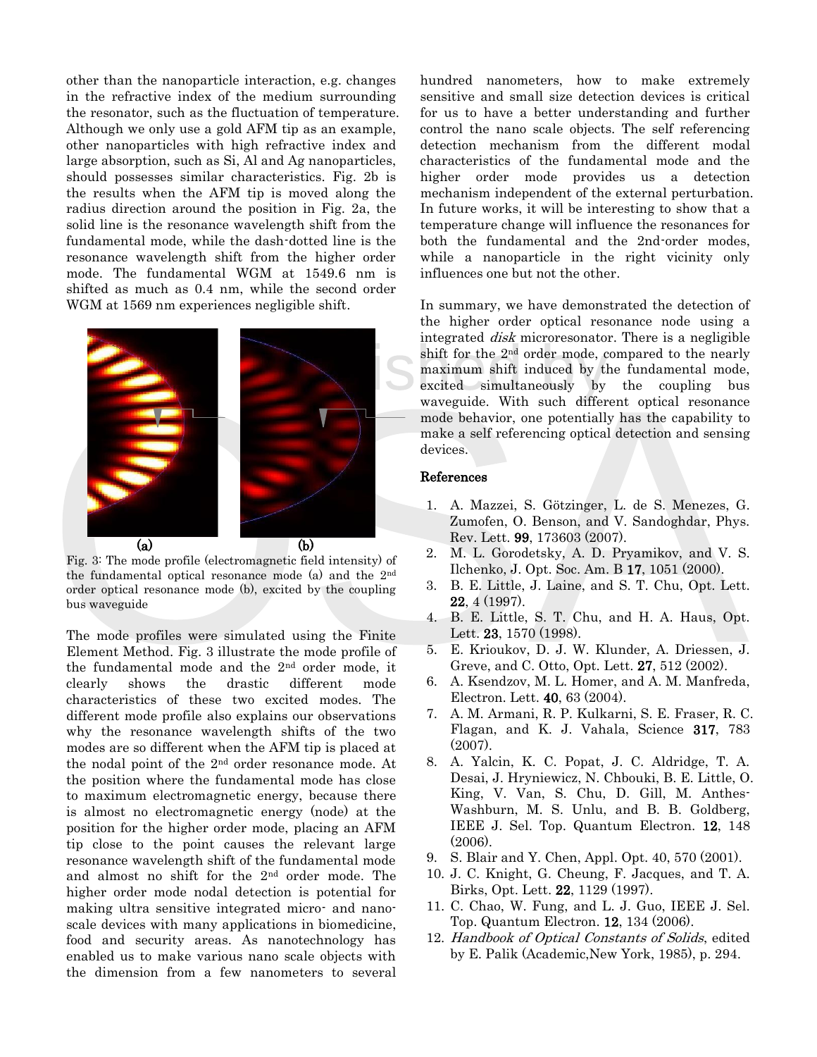other than the nanoparticle interaction, e.g. changes in the refractive index of the medium surrounding the resonator, such as the fluctuation of temperature. Although we only use a gold AFM tip as an example, other nanoparticles with high refractive index and large absorption, such as Si, Al and Ag nanoparticles, should possesses similar characteristics. Fig. 2b is the results when the AFM tip is moved along the radius direction around the position in Fig. 2a, the solid line is the resonance wavelength shift from the fundamental mode, while the dash-dotted line is the resonance wavelength shift from the higher order mode. The fundamental WGM at 1549.6 nm is shifted as much as 0.4 nm, while the second order WGM at 1569 nm experiences negligible shift.

(a) (b)

Fig. 3: The mode profile (electromagnetic field intensity) of the fundamental optical resonance mode (a) and the 2nd order optical resonance mode (b), excited by the coupling bus waveguide

The mode profiles were simulated using the Finite Element Method. Fig. 3 illustrate the mode profile of the fundamental mode and the 2nd order mode, it clearly shows the drastic different mode characteristics of these two excited modes. The different mode profile also explains our observations why the resonance wavelength shifts of the two modes are so different when the AFM tip is placed at the nodal point of the 2nd order resonance mode. At the position where the fundamental mode has close to maximum electromagnetic energy, because there is almost no electromagnetic energy (node) at the position for the higher order mode, placing an AFM tip close to the point causes the relevant large resonance wavelength shift of the fundamental mode and almost no shift for the 2nd order mode. The higher order mode nodal detection is potential for making ultra sensitive integrated micro- and nano-scale devices with many applications in biomedicine, food and security areas. As nanotechnology has enabled us to make various nano scale objects with the dimension from a few nanometers to several hundred nanometers, how to make extremely sensitive and small size detection devices is critical for us to have a better understanding and further control the nano scale objects. The self referencing detection mechanism from the different modal characteristics of the fundamental mode and the higher order mode provides us a detection mechanism independent of the external perturbation. In future works, it will be interesting to show that a temperature change will influence the resonances for both the fundamental and the 2nd-order modes, while a nanoparticle in the right vicinity only influences one but not the other.

In summary, we have demonstrated the detection of the higher order optical resonance node using a integrated *disk* microresonator. There is a negligible shift for the 2nd order mode, compared to the nearly maximum shift induced by the fundamental mode, excited simultaneously by the coupling bus waveguide. With such different optical resonance mode behavior, one potentially has the capability to make a self referencing optical detection and sensing devices.

## References

1. A. Mazzei, S. Götzinger, L. de S. Menezes, G. Zumofen, O. Benson, and V. Sandoghdar, Phys. Rev. Lett. **99**, 173603 (2007).
2. M. L. Gorodetsky, A. D. Pryamikov, and V. S. Ilchenko, J. Opt. Soc. Am. B **17**, 1051 (2000).
3. B. E. Little, J. Laine, and S. T. Chu, Opt. Lett. **22**, 4 (1997).
4. B. E. Little, S. T. Chu, and H. A. Haus, Opt. Lett. **23**, 1570 (1998).
5. E. Krioukov, D. J. W. Klunder, A. Driessen, J. Greve, and C. Otto, Opt. Lett. **27**, 512 (2002).
6. A. Ksendzov, M. L. Homer, and A. M. Manfreda, Electron. Lett. **40**, 63 (2004).
7. A. M. Armani, R. P. Kulkarni, S. E. Fraser, R. C. Flagan, and K. J. Vahala, Science **317**, 783 (2007).
8. A. Yalcin, K. C. Popat, J. C. Aldridge, T. A. Desai, J. Hryniewicz, N. Chbouki, B. E. Little, O. King, V. Van, S. Chu, D. Gill, M. Anthes-Washburn, M. S. Unlu, and B. B. Goldberg, IEEE J. Sel. Top. Quantum Electron. **12**, 148 (2006).
9. S. Blair and Y. Chen, Appl. Opt. 40, 570 (2001).
10. J. C. Knight, G. Cheung, F. Jacques, and T. A. Birks, Opt. Lett. **22**, 1129 (1997).
11. C. Chao, W. Fung, and L. J. Guo, IEEE J. Sel. Top. Quantum Electron. **12**, 134 (2006).
12. *Handbook of Optical Constants of Solids*, edited by E. Palik (Academic,New York, 1985), p. 294.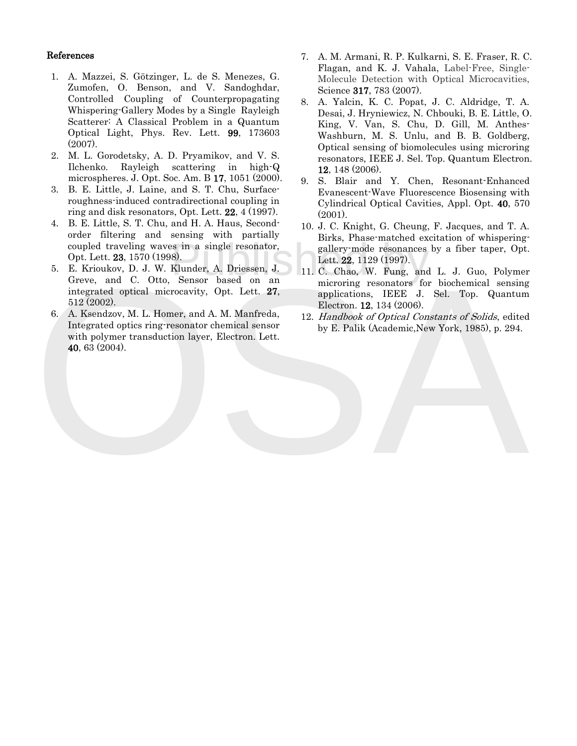## References

1. A. Mazzei, S. Götzinger, L. de S. Menezes, G. Zumofen, O. Benson, and V. Sandoghdar, Controlled Coupling of Counterpropagating Whispering-Gallery Modes by a Single Rayleigh Scatterer: A Classical Problem in a Quantum Optical Light, Phys. Rev. Lett. **99**, 173603 (2007).
2. M. L. Gorodetsky, A. D. Pryamikov, and V. S. Ilchenko. Rayleigh scattering in high-Q microspheres. J. Opt. Soc. Am. B **17**, 1051 (2000).
3. B. E. Little, J. Laine, and S. T. Chu, Surface-roughness-induced contradirectional coupling in ring and disk resonators, Opt. Lett. **22**, 4 (1997).
4. B. E. Little, S. T. Chu, and H. A. Haus, Second-order filtering and sensing with partially coupled traveling waves in a single resonator, Opt. Lett. **23**, 1570 (1998).
5. E. Krioukov, D. J. W. Klunder, A. Driessen, J. Greve, and C. Otto, Sensor based on an integrated optical microcavity, Opt. Lett. **27**, 512 (2002).
6. A. Ksendzov, M. L. Homer, and A. M. Manfreda, Integrated optics ring-resonator chemical sensor with polymer transduction layer, Electron. Lett. **40**, 63 (2004).
7. A. M. Armani, R. P. Kulkarni, S. E. Fraser, R. C. Flagan, and K. J. Vahala, Label-Free, Single-Molecule Detection with Optical Microcavities, Science **317**, 783 (2007).
8. A. Yalcin, K. C. Popat, J. C. Aldridge, T. A. Desai, J. Hryniewicz, N. Chbouki, B. E. Little, O. King, V. Van, S. Chu, D. Gill, M. Anthes-Washburn, M. S. Unlu, and B. B. Goldberg, Optical sensing of biomolecules using microring resonators, IEEE J. Sel. Top. Quantum Electron. **12**, 148 (2006).
9. S. Blair and Y. Chen, Resonant-Enhanced Evanescent-Wave Fluorescence Biosensing with Cylindrical Optical Cavities, Appl. Opt. **40**, 570 (2001).
10. J. C. Knight, G. Cheung, F. Jacques, and T. A. Birks, Phase-matched excitation of whispering-gallery-mode resonances by a fiber taper, Opt. Lett. **22**, 1129 (1997).
11. C. Chao, W. Fung, and L. J. Guo, Polymer microring resonators for biochemical sensing applications, IEEE J. Sel. Top. Quantum Electron. **12**, 134 (2006).
12. *Handbook of Optical Constants of Solids*, edited by E. Palik (Academic,New York, 1985), p. 294.